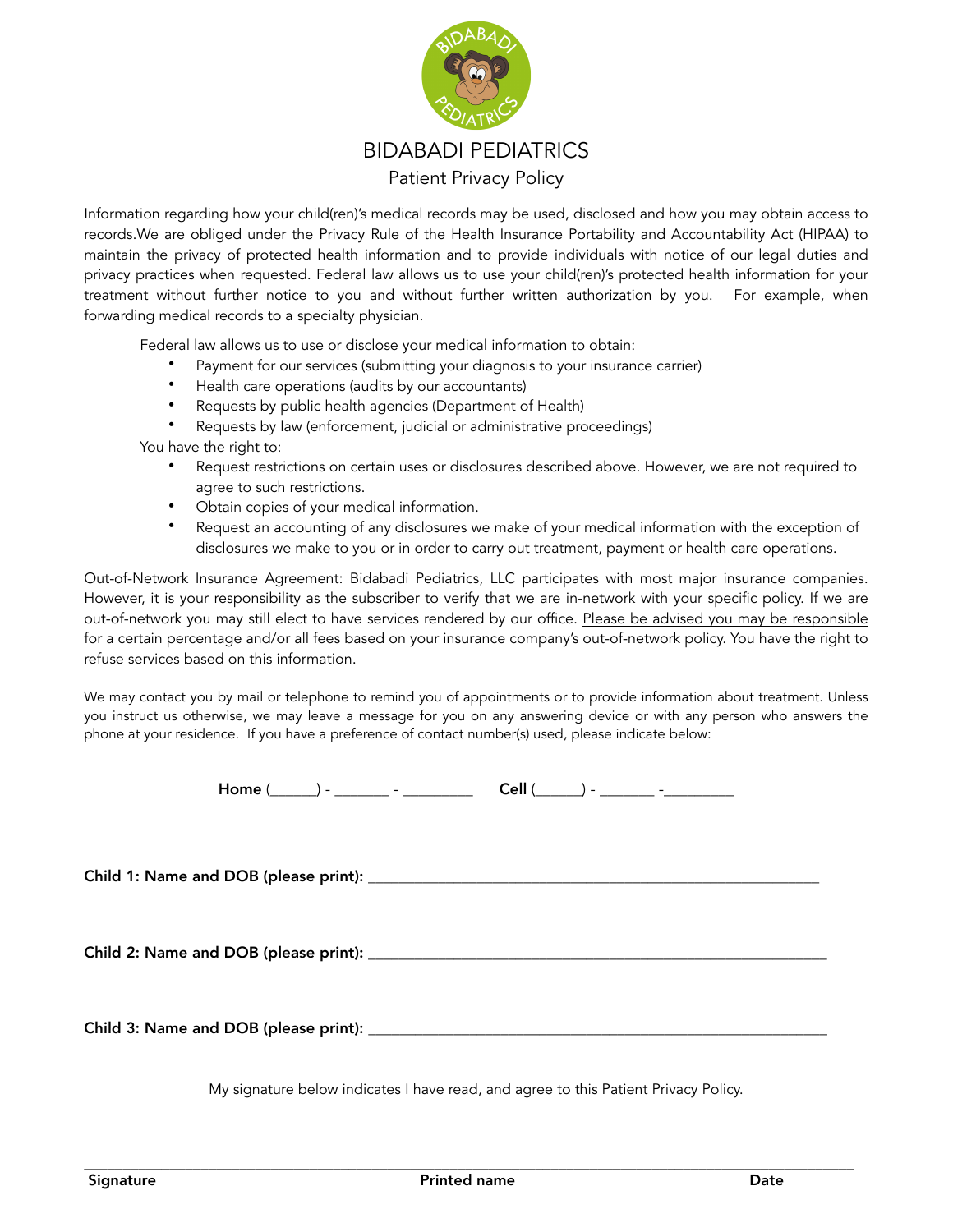# BIDABADI PEDIATRICS

## Patient Privacy Policy

Information regarding how your child(ren)'s medical records may be used, disclosed and how you may obtain access to records.We are obliged under the Privacy Rule of the Health Insurance Portability and Accountability Act (HIPAA) to maintain the privacy of protected health information and to provide individuals with notice of our legal duties and privacy practices when requested. Federal law allows us to use your child(ren)'s protected health information for your treatment without further notice to you and without further written authorization by you. For example, when forwarding medical records to a specialty physician.

Federal law allows us to use or disclose your medical information to obtain:

- Payment for our services (submitting your diagnosis to your insurance carrier)
- Health care operations (audits by our accountants)
- Requests by public health agencies (Department of Health)
- Requests by law (enforcement, judicial or administrative proceedings)

You have the right to:

- Request restrictions on certain uses or disclosures described above. However, we are not required to agree to such restrictions.
- Obtain copies of your medical information.
- Request an accounting of any disclosures we make of your medical information with the exception of disclosures we make to you or in order to carry out treatment, payment or health care operations.

Out-of-Network Insurance Agreement: Bidabadi Pediatrics, LLC participates with most major insurance companies. However, it is your responsibility as the subscriber to verify that we are in-network with your specific policy. If we are out-of-network you may still elect to have services rendered by our office. <u>Please be advised you may be responsible for a certain percentage and/or all fees based on your insurance company's out-of-network policy.</u> You have the right to refuse services based on this information.

We may contact you by mail or telephone to remind you of appointments or to provide information about treatment. Unless you instruct us otherwise, we may leave a message for you on any answering device or with any person who answers the phone at your residence. If you have a preference of contact number(s) used, please indicate below:

**Home** (\_\_\_\_\_\_) - \_\_\_\_\_\_\_ - \_\_\_\_\_\_\_\_\_ **Cell** (\_\_\_\_\_\_) - \_\_\_\_\_\_\_ -\_\_\_\_\_\_\_\_\_

**Child 1: Name and DOB (please print):** \_\_\_\_\_\_\_\_\_\_\_\_\_\_\_\_\_\_\_\_\_\_\_\_\_\_\_\_\_\_\_\_\_\_\_\_\_\_\_\_\_\_\_\_\_\_\_\_\_\_\_\_\_\_\_\_

**Child 2: Name and DOB (please print):** \_\_\_\_\_\_\_\_\_\_\_\_\_\_\_\_\_\_\_\_\_\_\_\_\_\_\_\_\_\_\_\_\_\_\_\_\_\_\_\_\_\_\_\_\_\_\_\_\_\_\_\_\_\_\_\_

**Child 3: Name and DOB (please print):** \_\_\_\_\_\_\_\_\_\_\_\_\_\_\_\_\_\_\_\_\_\_\_\_\_\_\_\_\_\_\_\_\_\_\_\_\_\_\_\_\_\_\_\_\_\_\_\_\_\_\_\_\_\_\_\_

My signature below indicates I have read, and agree to this Patient Privacy Policy.

\_\_\_\_\_\_\_\_\_\_\_\_\_\_\_\_\_\_\_\_\_\_\_\_\_\_\_\_\_\_\_\_\_\_\_\_\_\_\_\_\_\_\_\_\_\_\_\_\_\_\_\_\_\_\_\_\_\_\_\_\_\_\_\_\_\_\_\_\_\_\_\_\_\_\_\_\_\_\_\_\_\_

**Signature** **Printed name** **Date**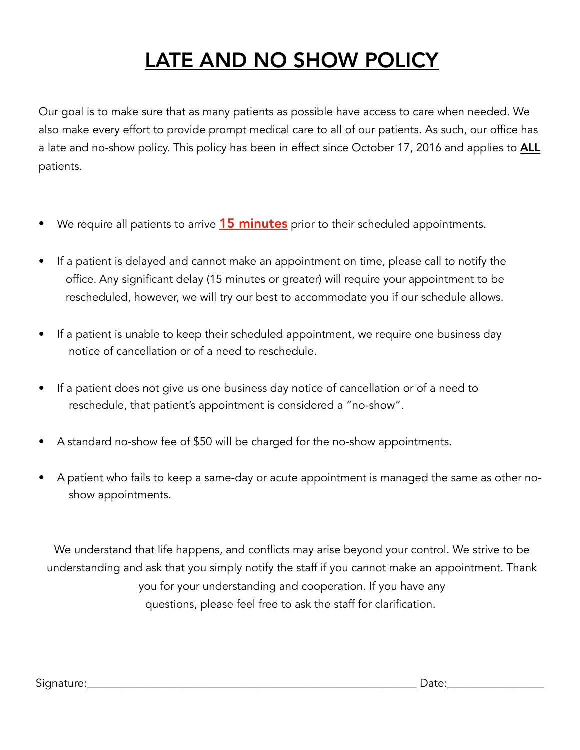# LATE AND NO SHOW POLICY

Our goal is to make sure that as many patients as possible have access to care when needed. We also make every effort to provide prompt medical care to all of our patients. As such, our office has a late and no-show policy. This policy has been in effect since October 17, 2016 and applies to **ALL** patients.

- We require all patients to arrive **15 minutes** prior to their scheduled appointments.
- If a patient is delayed and cannot make an appointment on time, please call to notify the office. Any significant delay (15 minutes or greater) will require your appointment to be rescheduled, however, we will try our best to accommodate you if our schedule allows.
- If a patient is unable to keep their scheduled appointment, we require one business day notice of cancellation or of a need to reschedule.
- If a patient does not give us one business day notice of cancellation or of a need to reschedule, that patient's appointment is considered a "no-show".
- A standard no-show fee of $50 will be charged for the no-show appointments.
- A patient who fails to keep a same-day or acute appointment is managed the same as other no-show appointments.

We understand that life happens, and conflicts may arise beyond your control. We strive to be understanding and ask that you simply notify the staff if you cannot make an appointment. Thank you for your understanding and cooperation. If you have any questions, please feel free to ask the staff for clarification.

Signature:____________________________________________________________ Date:_________________